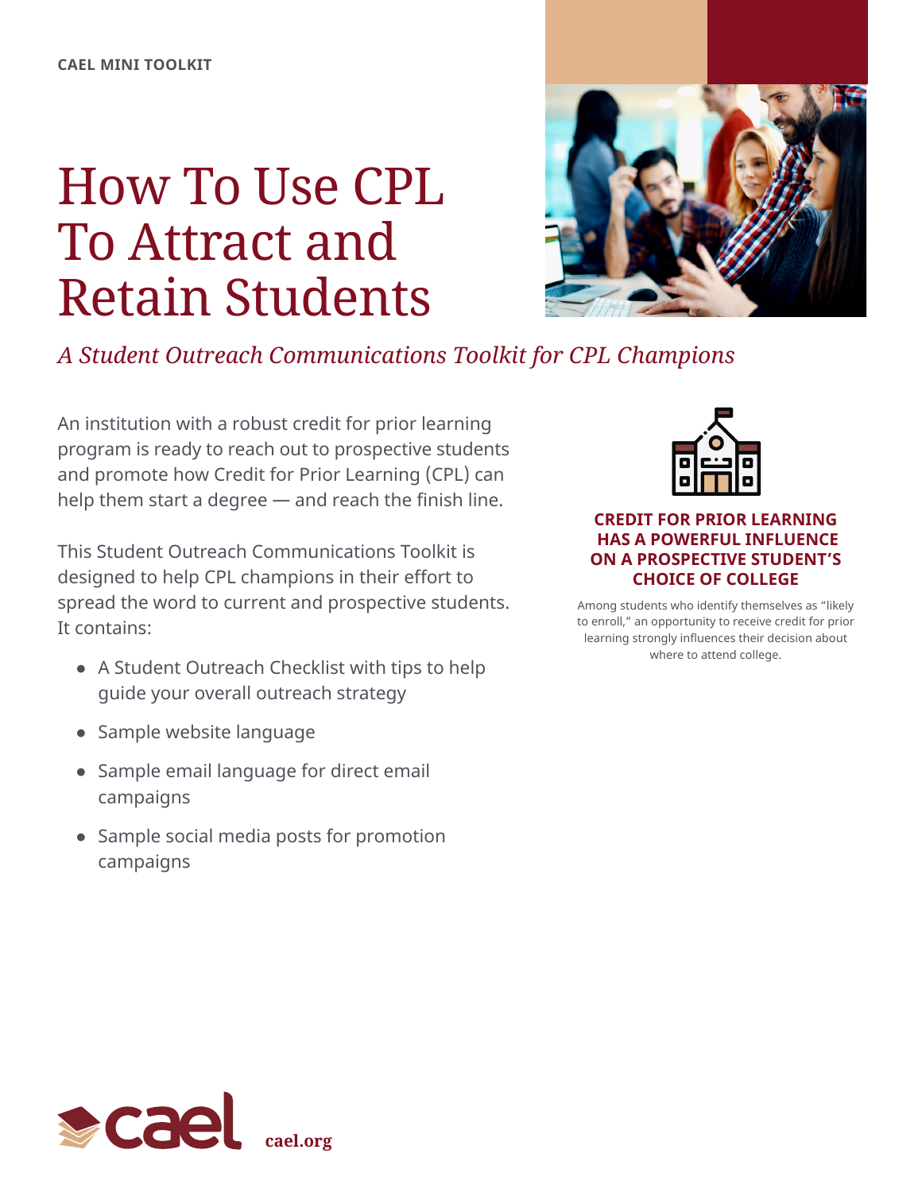CAEL MINI TOOLKIT

# How To Use CPL To Attract and Retain Students

*A Student Outreach Communications Toolkit for CPL Champions*

An institution with a robust credit for prior learning program is ready to reach out to prospective students and promote how Credit for Prior Learning (CPL) can help them start a degree — and reach the finish line.

This Student Outreach Communications Toolkit is designed to help CPL champions in their effort to spread the word to current and prospective students. It contains:

- A Student Outreach Checklist with tips to help guide your overall outreach strategy
- Sample website language
- Sample email language for direct email campaigns
- Sample social media posts for promotion campaigns

**CREDIT FOR PRIOR LEARNING HAS A POWERFUL INFLUENCE ON A PROSPECTIVE STUDENT'S CHOICE OF COLLEGE**

Among students who identify themselves as "likely to enroll," an opportunity to receive credit for prior learning strongly influences their decision about where to attend college.

cael.org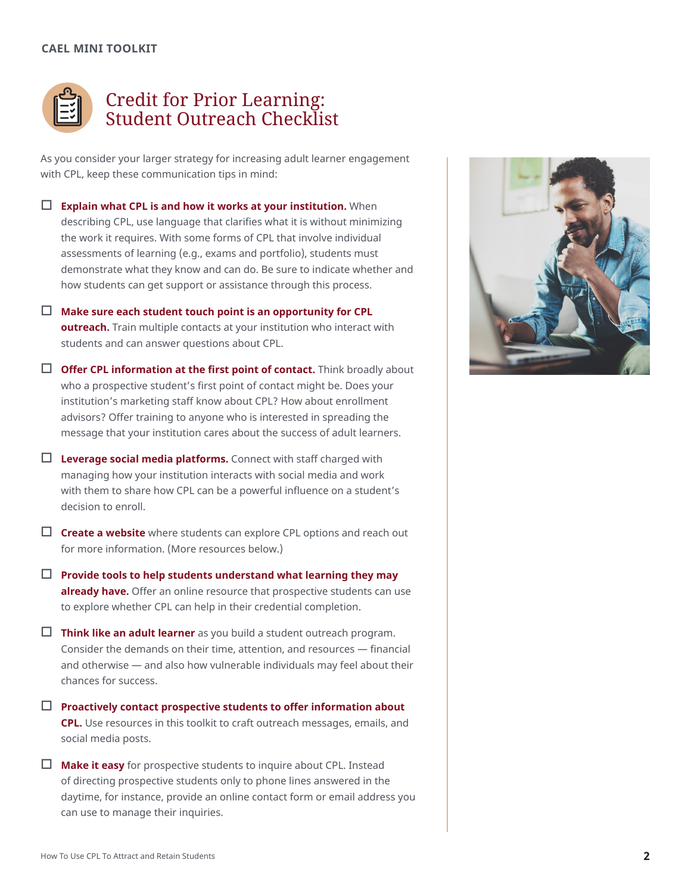# Credit for Prior Learning: Student Outreach Checklist

As you consider your larger strategy for increasing adult learner engagement with CPL, keep these communication tips in mind:

- ☐ **Explain what CPL is and how it works at your institution.** When describing CPL, use language that clarifies what it is without minimizing the work it requires. With some forms of CPL that involve individual assessments of learning (e.g., exams and portfolio), students must demonstrate what they know and can do. Be sure to indicate whether and how students can get support or assistance through this process.
- ☐ **Make sure each student touch point is an opportunity for CPL outreach.** Train multiple contacts at your institution who interact with students and can answer questions about CPL.
- ☐ **Offer CPL information at the first point of contact.** Think broadly about who a prospective student's first point of contact might be. Does your institution's marketing staff know about CPL? How about enrollment advisors? Offer training to anyone who is interested in spreading the message that your institution cares about the success of adult learners.
- ☐ **Leverage social media platforms.** Connect with staff charged with managing how your institution interacts with social media and work with them to share how CPL can be a powerful influence on a student's decision to enroll.
- ☐ **Create a website** where students can explore CPL options and reach out for more information. (More resources below.)
- ☐ **Provide tools to help students understand what learning they may already have.** Offer an online resource that prospective students can use to explore whether CPL can help in their credential completion.
- ☐ **Think like an adult learner** as you build a student outreach program. Consider the demands on their time, attention, and resources — financial and otherwise — and also how vulnerable individuals may feel about their chances for success.
- ☐ **Proactively contact prospective students to offer information about CPL.** Use resources in this toolkit to craft outreach messages, emails, and social media posts.
- ☐ **Make it easy** for prospective students to inquire about CPL. Instead of directing prospective students only to phone lines answered in the daytime, for instance, provide an online contact form or email address you can use to manage their inquiries.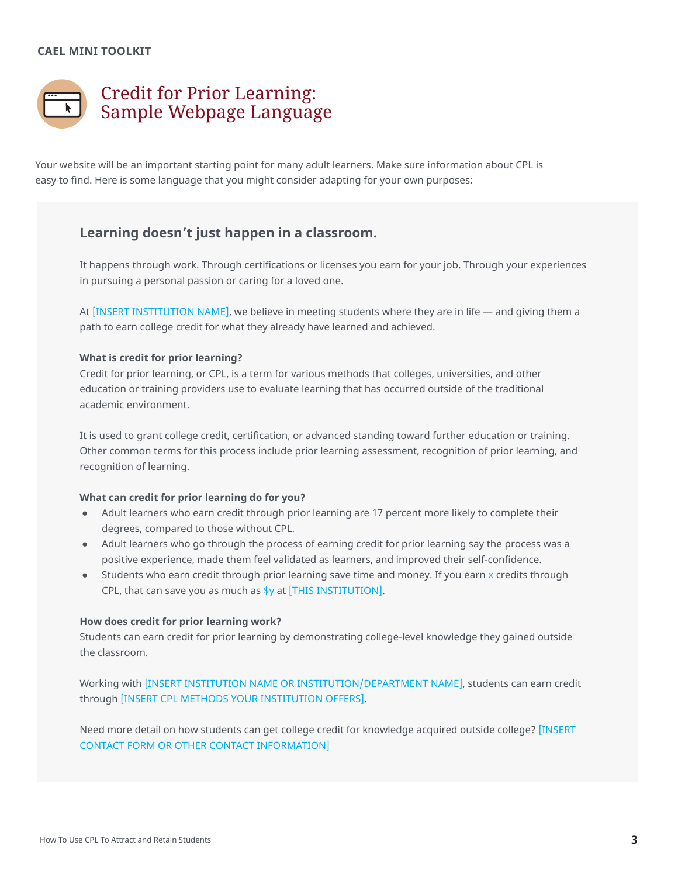CAEL MINI TOOLKIT

# Credit for Prior Learning: Sample Webpage Language

Your website will be an important starting point for many adult learners. Make sure information about CPL is easy to find. Here is some language that you might consider adapting for your own purposes:

## Learning doesn't just happen in a classroom.

It happens through work. Through certifications or licenses you earn for your job. Through your experiences in pursuing a personal passion or caring for a loved one.

At [INSERT INSTITUTION NAME], we believe in meeting students where they are in life — and giving them a path to earn college credit for what they already have learned and achieved.

**What is credit for prior learning?**
Credit for prior learning, or CPL, is a term for various methods that colleges, universities, and other education or training providers use to evaluate learning that has occurred outside of the traditional academic environment.

It is used to grant college credit, certification, or advanced standing toward further education or training. Other common terms for this process include prior learning assessment, recognition of prior learning, and recognition of learning.

**What can credit for prior learning do for you?**

- Adult learners who earn credit through prior learning are 17 percent more likely to complete their degrees, compared to those without CPL.
- Adult learners who go through the process of earning credit for prior learning say the process was a positive experience, made them feel validated as learners, and improved their self-confidence.
- Students who earn credit through prior learning save time and money. If you earn x credits through CPL, that can save you as much as $y at [THIS INSTITUTION].

**How does credit for prior learning work?**
Students can earn credit for prior learning by demonstrating college-level knowledge they gained outside the classroom.

Working with [INSERT INSTITUTION NAME OR INSTITUTION/DEPARTMENT NAME], students can earn credit through [INSERT CPL METHODS YOUR INSTITUTION OFFERS].

Need more detail on how students can get college credit for knowledge acquired outside college? [INSERT CONTACT FORM OR OTHER CONTACT INFORMATION]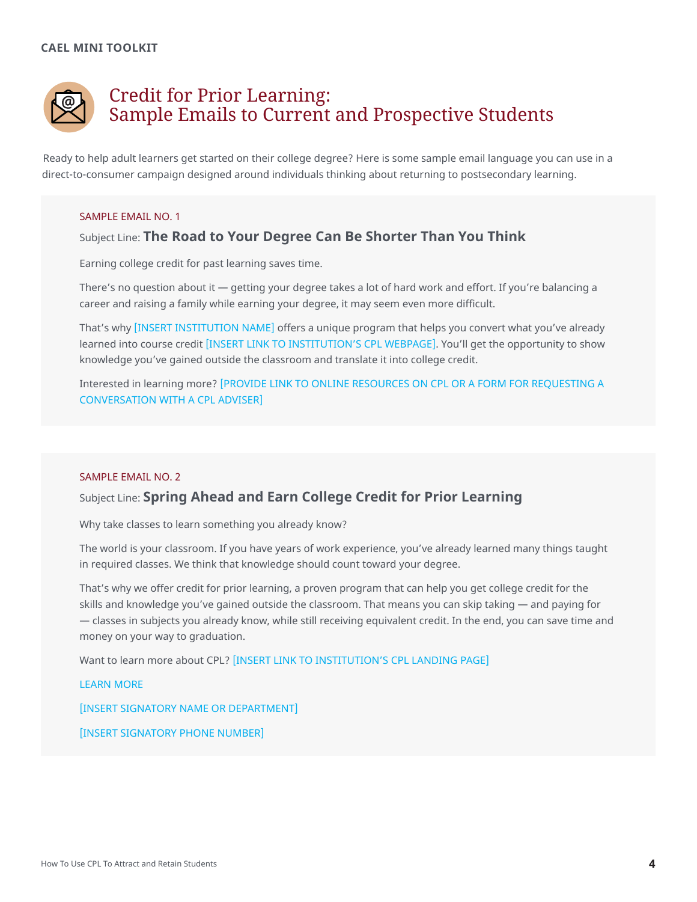# Credit for Prior Learning: Sample Emails to Current and Prospective Students

Ready to help adult learners get started on their college degree? Here is some sample email language you can use in a direct-to-consumer campaign designed around individuals thinking about returning to postsecondary learning.

## SAMPLE EMAIL NO. 1

Subject Line: **The Road to Your Degree Can Be Shorter Than You Think**

Earning college credit for past learning saves time.

There's no question about it — getting your degree takes a lot of hard work and effort. If you're balancing a career and raising a family while earning your degree, it may seem even more difficult.

That's why [INSERT INSTITUTION NAME] offers a unique program that helps you convert what you've already learned into course credit [INSERT LINK TO INSTITUTION'S CPL WEBPAGE]. You'll get the opportunity to show knowledge you've gained outside the classroom and translate it into college credit.

Interested in learning more? [PROVIDE LINK TO ONLINE RESOURCES ON CPL OR A FORM FOR REQUESTING A CONVERSATION WITH A CPL ADVISER]

## SAMPLE EMAIL NO. 2

Subject Line: **Spring Ahead and Earn College Credit for Prior Learning**

Why take classes to learn something you already know?

The world is your classroom. If you have years of work experience, you've already learned many things taught in required classes. We think that knowledge should count toward your degree.

That's why we offer credit for prior learning, a proven program that can help you get college credit for the skills and knowledge you've gained outside the classroom. That means you can skip taking — and paying for — classes in subjects you already know, while still receiving equivalent credit. In the end, you can save time and money on your way to graduation.

Want to learn more about CPL? [INSERT LINK TO INSTITUTION'S CPL LANDING PAGE]

LEARN MORE

[INSERT SIGNATORY NAME OR DEPARTMENT]

[INSERT SIGNATORY PHONE NUMBER]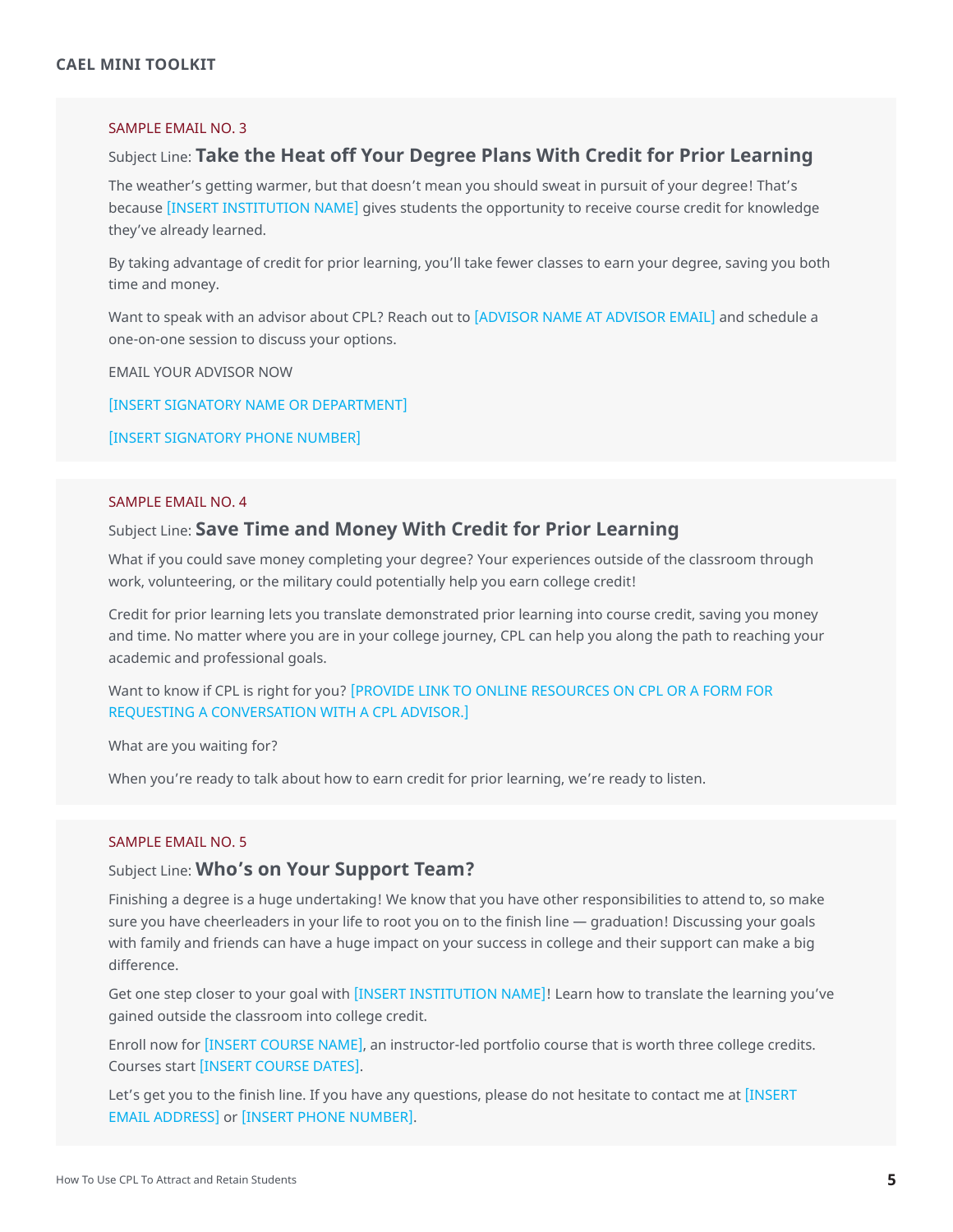SAMPLE EMAIL NO. 3

Subject Line: **Take the Heat off Your Degree Plans With Credit for Prior Learning**

The weather's getting warmer, but that doesn't mean you should sweat in pursuit of your degree! That's because [INSERT INSTITUTION NAME] gives students the opportunity to receive course credit for knowledge they've already learned.

By taking advantage of credit for prior learning, you'll take fewer classes to earn your degree, saving you both time and money.

Want to speak with an advisor about CPL? Reach out to [ADVISOR NAME AT ADVISOR EMAIL] and schedule a one-on-one session to discuss your options.

EMAIL YOUR ADVISOR NOW

[INSERT SIGNATORY NAME OR DEPARTMENT]

[INSERT SIGNATORY PHONE NUMBER]

SAMPLE EMAIL NO. 4

Subject Line: **Save Time and Money With Credit for Prior Learning**

What if you could save money completing your degree? Your experiences outside of the classroom through work, volunteering, or the military could potentially help you earn college credit!

Credit for prior learning lets you translate demonstrated prior learning into course credit, saving you money and time. No matter where you are in your college journey, CPL can help you along the path to reaching your academic and professional goals.

Want to know if CPL is right for you? [PROVIDE LINK TO ONLINE RESOURCES ON CPL OR A FORM FOR REQUESTING A CONVERSATION WITH A CPL ADVISOR.]

What are you waiting for?

When you're ready to talk about how to earn credit for prior learning, we're ready to listen.

SAMPLE EMAIL NO. 5

Subject Line: **Who's on Your Support Team?**

Finishing a degree is a huge undertaking! We know that you have other responsibilities to attend to, so make sure you have cheerleaders in your life to root you on to the finish line — graduation! Discussing your goals with family and friends can have a huge impact on your success in college and their support can make a big difference.

Get one step closer to your goal with [INSERT INSTITUTION NAME]! Learn how to translate the learning you've gained outside the classroom into college credit.

Enroll now for [INSERT COURSE NAME], an instructor-led portfolio course that is worth three college credits. Courses start [INSERT COURSE DATES].

Let's get you to the finish line. If you have any questions, please do not hesitate to contact me at [INSERT EMAIL ADDRESS] or [INSERT PHONE NUMBER].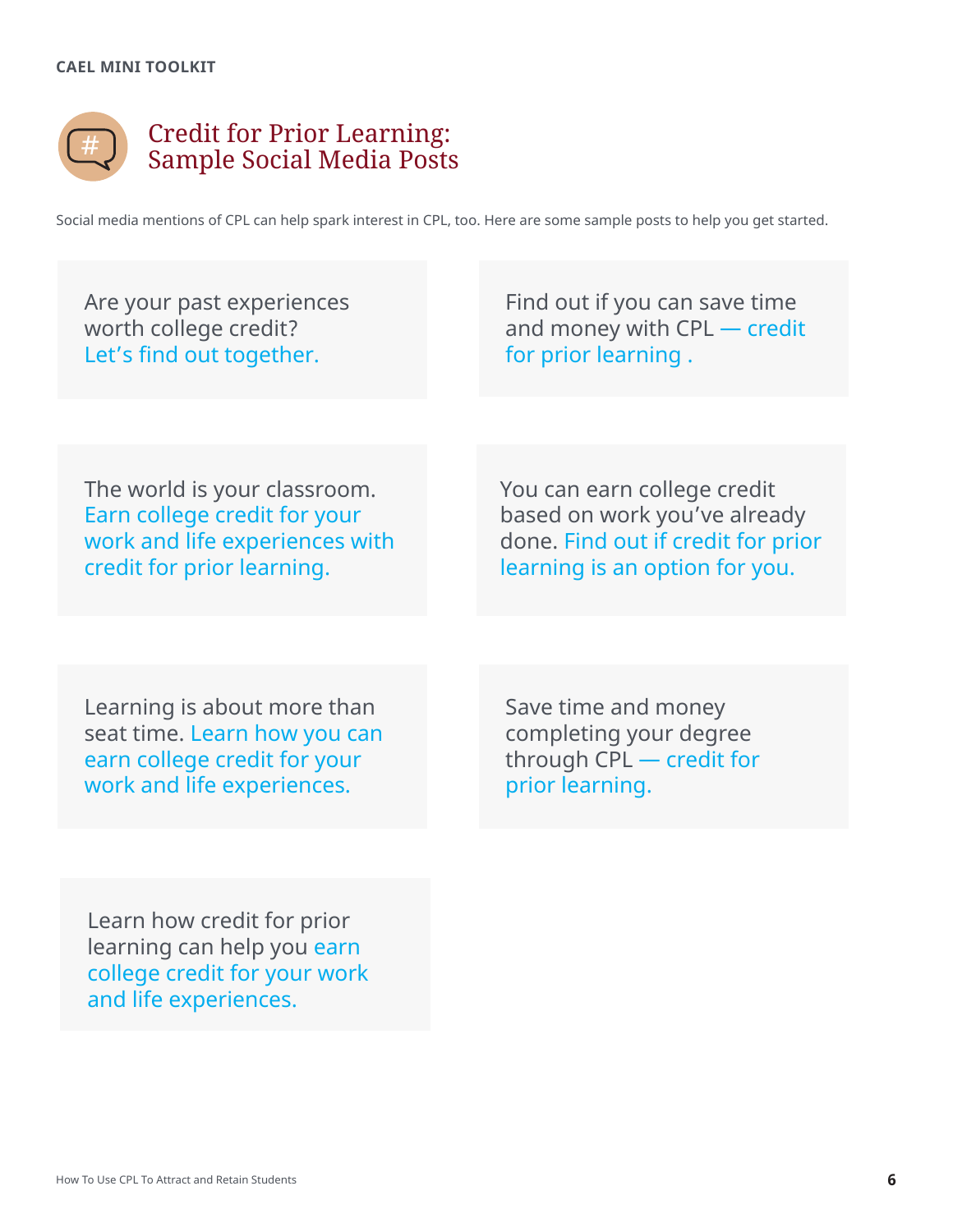CAEL MINI TOOLKIT

# Credit for Prior Learning: Sample Social Media Posts

Social media mentions of CPL can help spark interest in CPL, too. Here are some sample posts to help you get started.

Are your past experiences worth college credit? Let's find out together.

Find out if you can save time and money with CPL — credit for prior learning .

The world is your classroom. Earn college credit for your work and life experiences with credit for prior learning.

You can earn college credit based on work you've already done. Find out if credit for prior learning is an option for you.

Learning is about more than seat time. Learn how you can earn college credit for your work and life experiences.

Save time and money completing your degree through CPL — credit for prior learning.

Learn how credit for prior learning can help you earn college credit for your work and life experiences.